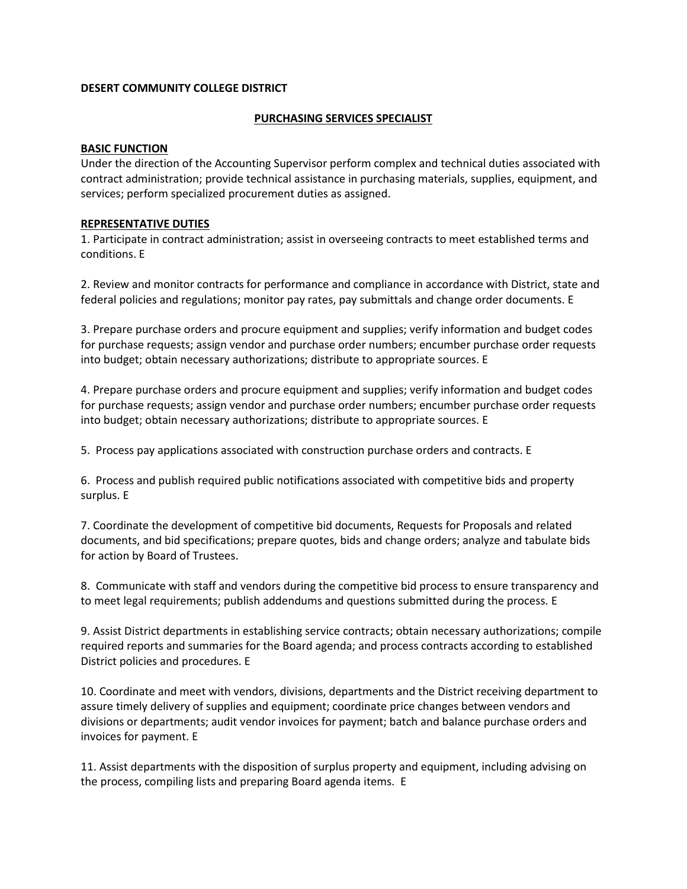**DESERT COMMUNITY COLLEGE DISTRICT**

## PURCHASING SERVICES SPECIALIST

### BASIC FUNCTION

Under the direction of the Accounting Supervisor perform complex and technical duties associated with contract administration; provide technical assistance in purchasing materials, supplies, equipment, and services; perform specialized procurement duties as assigned.

### REPRESENTATIVE DUTIES

1. Participate in contract administration; assist in overseeing contracts to meet established terms and conditions. E

2. Review and monitor contracts for performance and compliance in accordance with District, state and federal policies and regulations; monitor pay rates, pay submittals and change order documents. E

3. Prepare purchase orders and procure equipment and supplies; verify information and budget codes for purchase requests; assign vendor and purchase order numbers; encumber purchase order requests into budget; obtain necessary authorizations; distribute to appropriate sources. E

4. Prepare purchase orders and procure equipment and supplies; verify information and budget codes for purchase requests; assign vendor and purchase order numbers; encumber purchase order requests into budget; obtain necessary authorizations; distribute to appropriate sources. E

5. Process pay applications associated with construction purchase orders and contracts. E

6. Process and publish required public notifications associated with competitive bids and property surplus. E

7. Coordinate the development of competitive bid documents, Requests for Proposals and related documents, and bid specifications; prepare quotes, bids and change orders; analyze and tabulate bids for action by Board of Trustees.

8. Communicate with staff and vendors during the competitive bid process to ensure transparency and to meet legal requirements; publish addendums and questions submitted during the process. E

9. Assist District departments in establishing service contracts; obtain necessary authorizations; compile required reports and summaries for the Board agenda; and process contracts according to established District policies and procedures. E

10. Coordinate and meet with vendors, divisions, departments and the District receiving department to assure timely delivery of supplies and equipment; coordinate price changes between vendors and divisions or departments; audit vendor invoices for payment; batch and balance purchase orders and invoices for payment. E

11. Assist departments with the disposition of surplus property and equipment, including advising on the process, compiling lists and preparing Board agenda items. E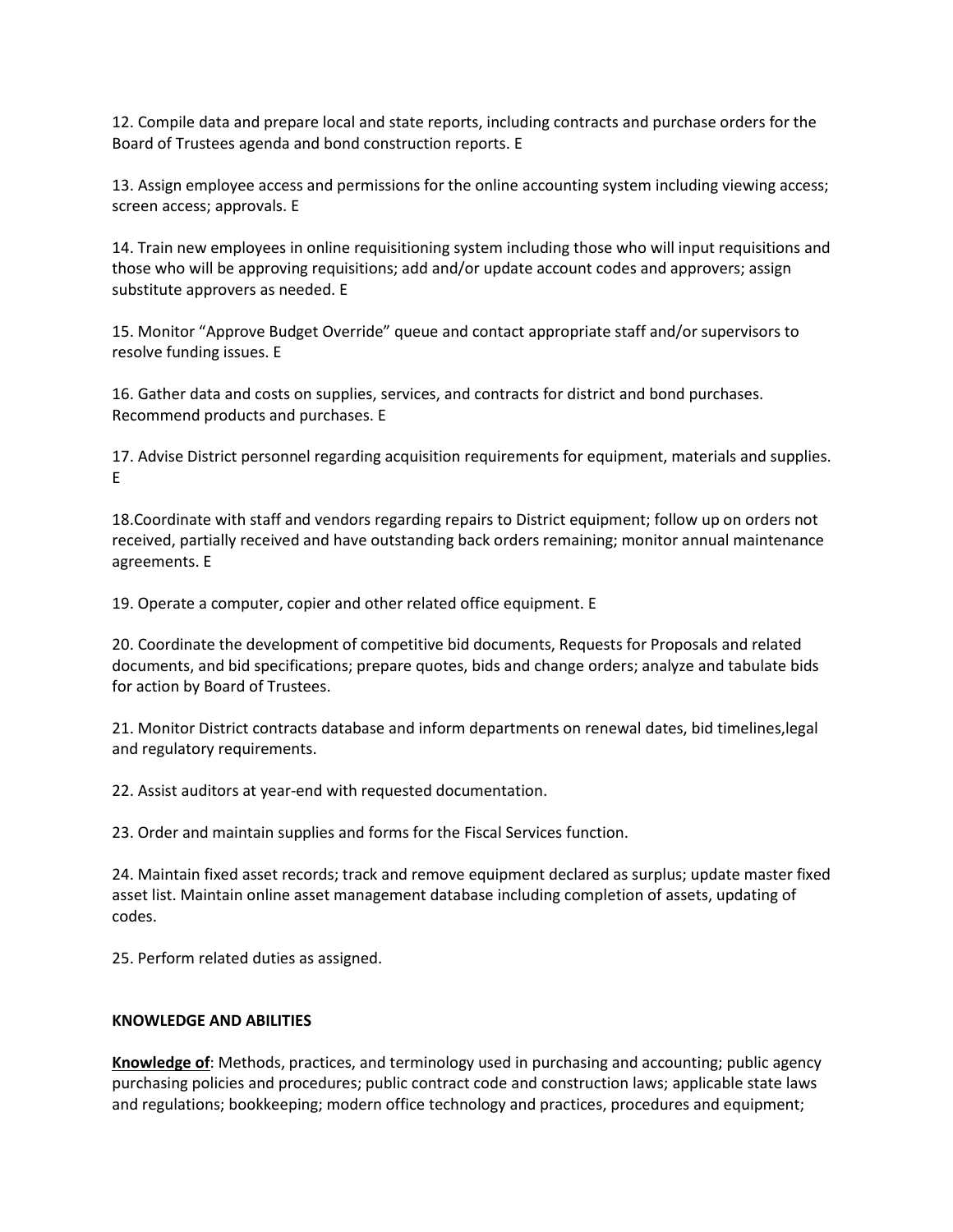12. Compile data and prepare local and state reports, including contracts and purchase orders for the Board of Trustees agenda and bond construction reports. E

13. Assign employee access and permissions for the online accounting system including viewing access; screen access; approvals. E

14. Train new employees in online requisitioning system including those who will input requisitions and those who will be approving requisitions; add and/or update account codes and approvers; assign substitute approvers as needed. E

15. Monitor "Approve Budget Override" queue and contact appropriate staff and/or supervisors to resolve funding issues. E

16. Gather data and costs on supplies, services, and contracts for district and bond purchases. Recommend products and purchases. E

17. Advise District personnel regarding acquisition requirements for equipment, materials and supplies. E

18.Coordinate with staff and vendors regarding repairs to District equipment; follow up on orders not received, partially received and have outstanding back orders remaining; monitor annual maintenance agreements. E

19. Operate a computer, copier and other related office equipment. E

20. Coordinate the development of competitive bid documents, Requests for Proposals and related documents, and bid specifications; prepare quotes, bids and change orders; analyze and tabulate bids for action by Board of Trustees.

21. Monitor District contracts database and inform departments on renewal dates, bid timelines,legal and regulatory requirements.

22. Assist auditors at year-end with requested documentation.

23. Order and maintain supplies and forms for the Fiscal Services function.

24. Maintain fixed asset records; track and remove equipment declared as surplus; update master fixed asset list. Maintain online asset management database including completion of assets, updating of codes.

25. Perform related duties as assigned.

**KNOWLEDGE AND ABILITIES**

**Knowledge of**: Methods, practices, and terminology used in purchasing and accounting; public agency purchasing policies and procedures; public contract code and construction laws; applicable state laws and regulations; bookkeeping; modern office technology and practices, procedures and equipment;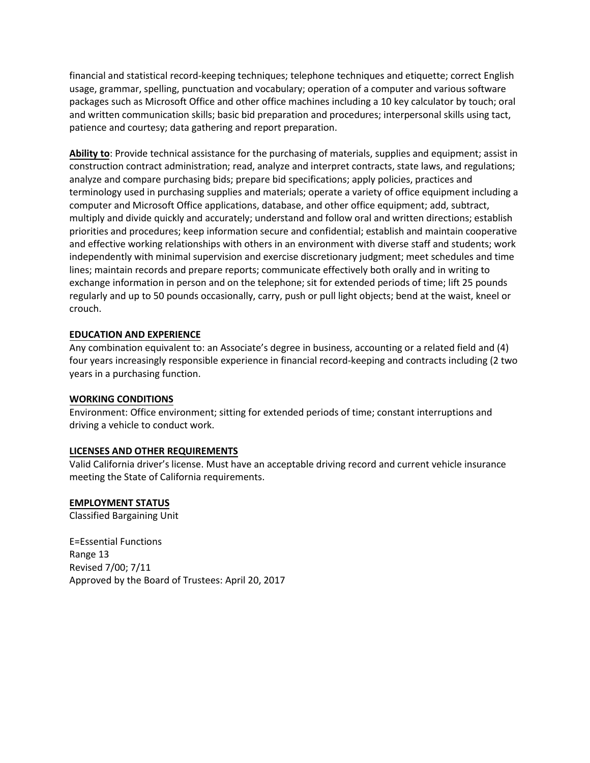financial and statistical record-keeping techniques; telephone techniques and etiquette; correct English usage, grammar, spelling, punctuation and vocabulary; operation of a computer and various software packages such as Microsoft Office and other office machines including a 10 key calculator by touch; oral and written communication skills; basic bid preparation and procedures; interpersonal skills using tact, patience and courtesy; data gathering and report preparation.

**Ability to**: Provide technical assistance for the purchasing of materials, supplies and equipment; assist in construction contract administration; read, analyze and interpret contracts, state laws, and regulations; analyze and compare purchasing bids; prepare bid specifications; apply policies, practices and terminology used in purchasing supplies and materials; operate a variety of office equipment including a computer and Microsoft Office applications, database, and other office equipment; add, subtract, multiply and divide quickly and accurately; understand and follow oral and written directions; establish priorities and procedures; keep information secure and confidential; establish and maintain cooperative and effective working relationships with others in an environment with diverse staff and students; work independently with minimal supervision and exercise discretionary judgment; meet schedules and time lines; maintain records and prepare reports; communicate effectively both orally and in writing to exchange information in person and on the telephone; sit for extended periods of time; lift 25 pounds regularly and up to 50 pounds occasionally, carry, push or pull light objects; bend at the waist, kneel or crouch.

**EDUCATION AND EXPERIENCE**

Any combination equivalent to: an Associate's degree in business, accounting or a related field and (4) four years increasingly responsible experience in financial record-keeping and contracts including (2 two years in a purchasing function.

**WORKING CONDITIONS**

Environment: Office environment; sitting for extended periods of time; constant interruptions and driving a vehicle to conduct work.

**LICENSES AND OTHER REQUIREMENTS**

Valid California driver's license. Must have an acceptable driving record and current vehicle insurance meeting the State of California requirements.

**EMPLOYMENT STATUS**

Classified Bargaining Unit

E=Essential Functions  
Range 13  
Revised 7/00; 7/11  
Approved by the Board of Trustees: April 20, 2017